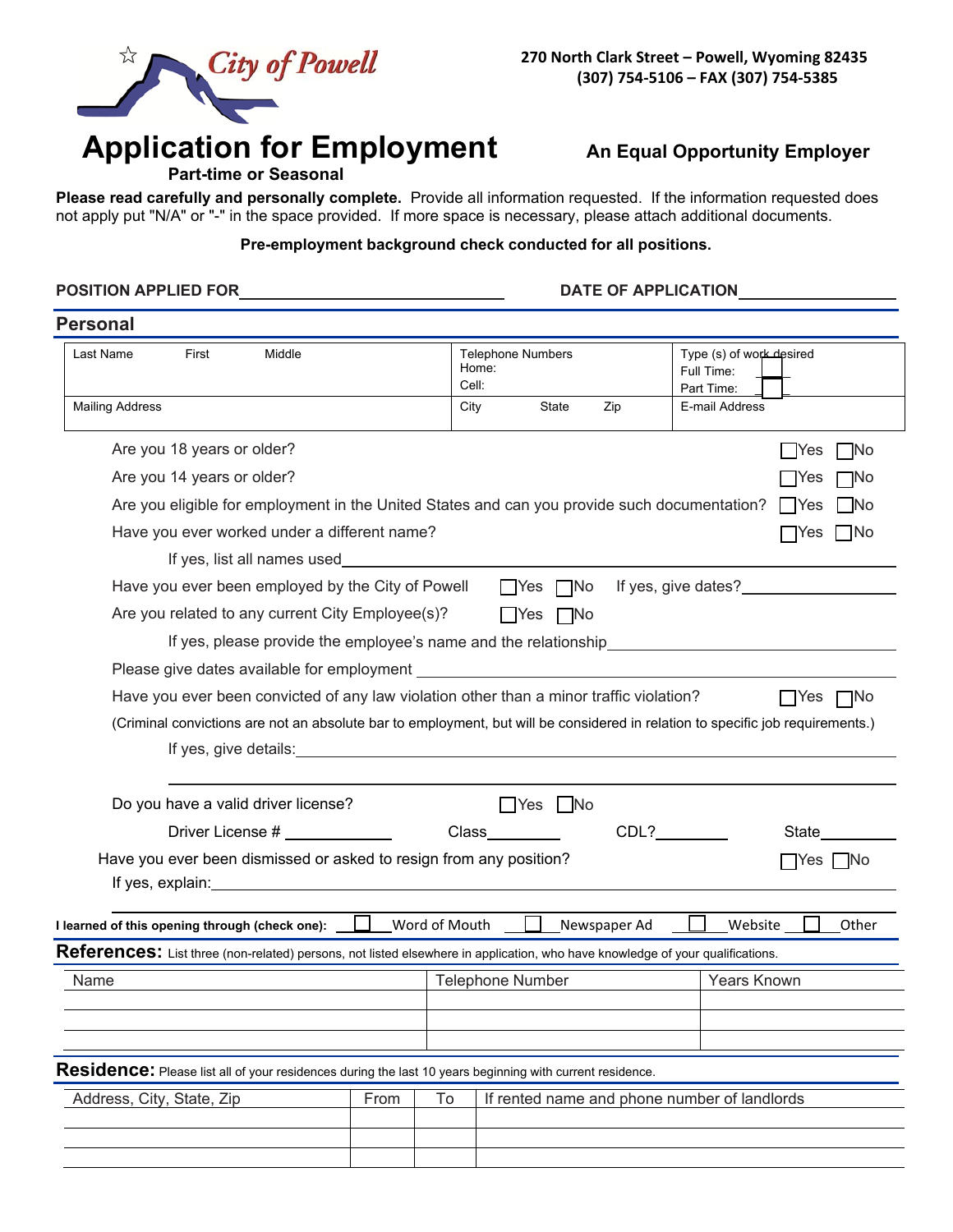City of Powell

270 North Clark Street – Powell, Wyoming 82435
(307) 754-5106 – FAX (307) 754-5385

# Application for Employment

**Part-time or Seasonal**

**An Equal Opportunity Employer**

**Please read carefully and personally complete.** Provide all information requested. If the information requested does not apply put "N/A" or "-" in the space provided. If more space is necessary, please attach additional documents.

**Pre-employment background check conducted for all positions.**

**POSITION APPLIED FOR** ______________________________ **DATE OF APPLICATION** __________________

## Personal

| Last Name First Middle | Telephone Numbers<br>Home:<br>Cell: | Type (s) of work desired<br>Full Time: ☐<br>Part Time: ☐ |
|---|---|---|
| Mailing Address | City State Zip | E-mail Address |

Are you 18 years or older? ☐Yes ☐No

Are you 14 years or older? ☐Yes ☐No

Are you eligible for employment in the United States and can you provide such documentation? ☐Yes ☐No

Have you ever worked under a different name? ☐Yes ☐No

If yes, list all names used______________________________

Have you ever been employed by the City of Powell ☐Yes ☐No If yes, give dates?__________________

Are you related to any current City Employee(s)? ☐Yes ☐No

If yes, please provide the employee's name and the relationship______________________________

Please give dates available for employment ______________________________

Have you ever been convicted of any law violation other than a minor traffic violation? ☐Yes ☐No

(Criminal convictions are not an absolute bar to employment, but will be considered in relation to specific job requirements.)

If yes, give details:______________________________

______________________________

Do you have a valid driver license? ☐Yes ☐No

Driver License # ____________ Class_________ CDL?________ State_________

Have you ever been dismissed or asked to resign from any position? ☐Yes ☐No

If yes, explain:______________________________

**I learned of this opening through (check one):** ☐ Word of Mouth ☐ Newspaper Ad ☐ Website ☐ Other

## References: List three (non-related) persons, not listed elsewhere in application, who have knowledge of your qualifications.

| Name | Telephone Number | Years Known |
|---|---|---|
| | | |
| | | |
| | | |

## Residence: Please list all of your residences during the last 10 years beginning with current residence.

| Address, City, State, Zip | From | To | If rented name and phone number of landlords |
|---|---|---|---|
| | | | |
| | | | |
| | | | |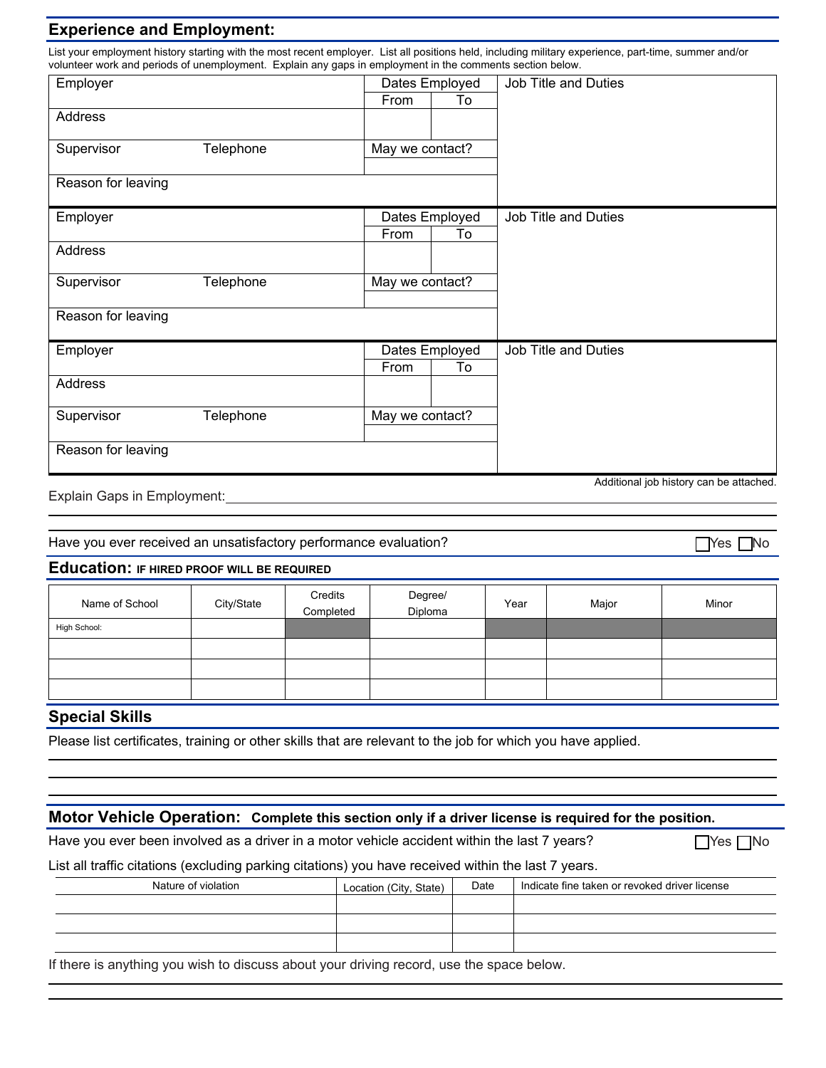## Experience and Employment:

List your employment history starting with the most recent employer. List all positions held, including military experience, part-time, summer and/or volunteer work and periods of unemployment. Explain any gaps in employment in the comments section below.

| Employer | | Dates Employed | | Job Title and Duties |
|---|---|---|---|---|
| | | From | To | |
| Address | | | | |
| Supervisor | Telephone | May we contact? | | |
| | | | | |
| Reason for leaving | | | | |

| Employer | | Dates Employed | | Job Title and Duties |
|---|---|---|---|---|
| | | From | To | |
| Address | | | | |
| Supervisor | Telephone | May we contact? | | |
| | | | | |
| Reason for leaving | | | | |

| Employer | | Dates Employed | | Job Title and Duties |
|---|---|---|---|---|
| | | From | To | |
| Address | | | | |
| Supervisor | Telephone | May we contact? | | |
| | | | | |
| Reason for leaving | | | | |

Additional job history can be attached.

Explain Gaps in Employment:\_\_\_\_\_\_\_\_\_\_\_\_\_\_\_\_\_\_\_\_\_\_\_\_\_\_\_\_\_\_\_\_\_\_\_\_\_\_\_\_

Have you ever received an unsatisfactory performance evaluation? ☐Yes ☐No

## Education: IF HIRED PROOF WILL BE REQUIRED

| Name of School | City/State | Credits Completed | Degree/ Diploma | Year | Major | Minor |
|---|---|---|---|---|---|---|
| High School: | | | | | | |
| | | | | | | |
| | | | | | | |
| | | | | | | |

## Special Skills

Please list certificates, training or other skills that are relevant to the job for which you have applied.

## Motor Vehicle Operation: Complete this section only if a driver license is required for the position.

Have you ever been involved as a driver in a motor vehicle accident within the last 7 years? ☐Yes ☐No

List all traffic citations (excluding parking citations) you have received within the last 7 years.

| Nature of violation | Location (City, State) | Date | Indicate fine taken or revoked driver license |
|---|---|---|---|
| | | | |
| | | | |
| | | | |

If there is anything you wish to discuss about your driving record, use the space below.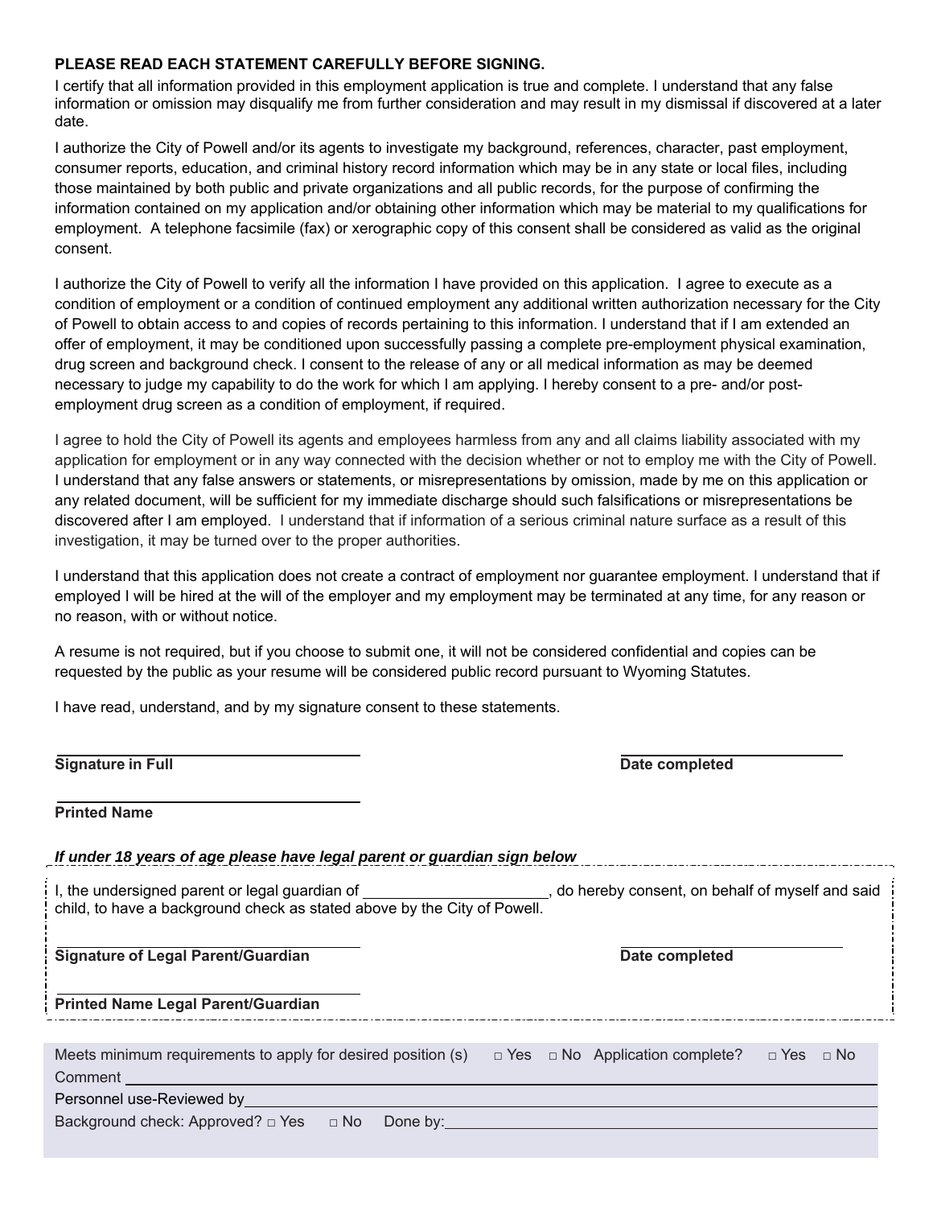**PLEASE READ EACH STATEMENT CAREFULLY BEFORE SIGNING.**

I certify that all information provided in this employment application is true and complete. I understand that any false information or omission may disqualify me from further consideration and may result in my dismissal if discovered at a later date.

I authorize the City of Powell and/or its agents to investigate my background, references, character, past employment, consumer reports, education, and criminal history record information which may be in any state or local files, including those maintained by both public and private organizations and all public records, for the purpose of confirming the information contained on my application and/or obtaining other information which may be material to my qualifications for employment. A telephone facsimile (fax) or xerographic copy of this consent shall be considered as valid as the original consent.

I authorize the City of Powell to verify all the information I have provided on this application. I agree to execute as a condition of employment or a condition of continued employment any additional written authorization necessary for the City of Powell to obtain access to and copies of records pertaining to this information. I understand that if I am extended an offer of employment, it may be conditioned upon successfully passing a complete pre-employment physical examination, drug screen and background check. I consent to the release of any or all medical information as may be deemed necessary to judge my capability to do the work for which I am applying. I hereby consent to a pre- and/or post-employment drug screen as a condition of employment, if required.

I agree to hold the City of Powell its agents and employees harmless from any and all claims liability associated with my application for employment or in any way connected with the decision whether or not to employ me with the City of Powell. I understand that any false answers or statements, or misrepresentations by omission, made by me on this application or any related document, will be sufficient for my immediate discharge should such falsifications or misrepresentations be discovered after I am employed. I understand that if information of a serious criminal nature surface as a result of this investigation, it may be turned over to the proper authorities.

I understand that this application does not create a contract of employment nor guarantee employment. I understand that if employed I will be hired at the will of the employer and my employment may be terminated at any time, for any reason or no reason, with or without notice.

A resume is not required, but if you choose to submit one, it will not be considered confidential and copies can be requested by the public as your resume will be considered public record pursuant to Wyoming Statutes.

I have read, understand, and by my signature consent to these statements.

______________________________ **Signature in Full**　　　　　　______________________ **Date completed**

______________________________ **Printed Name**

***If under 18 years of age please have legal parent or guardian sign below***

I, the undersigned parent or legal guardian of ______________________, do hereby consent, on behalf of myself and said child, to have a background check as stated above by the City of Powell.

______________________________ **Signature of Legal Parent/Guardian**　　　　　　______________________ **Date completed**

______________________________ **Printed Name Legal Parent/Guardian**

Meets minimum requirements to apply for desired position (s) □ Yes □ No Application complete? □ Yes □ No

Comment ______________________________________________

Personnel use-Reviewed by______________________________________________

Background check: Approved? □ Yes □ No Done by:______________________________________________